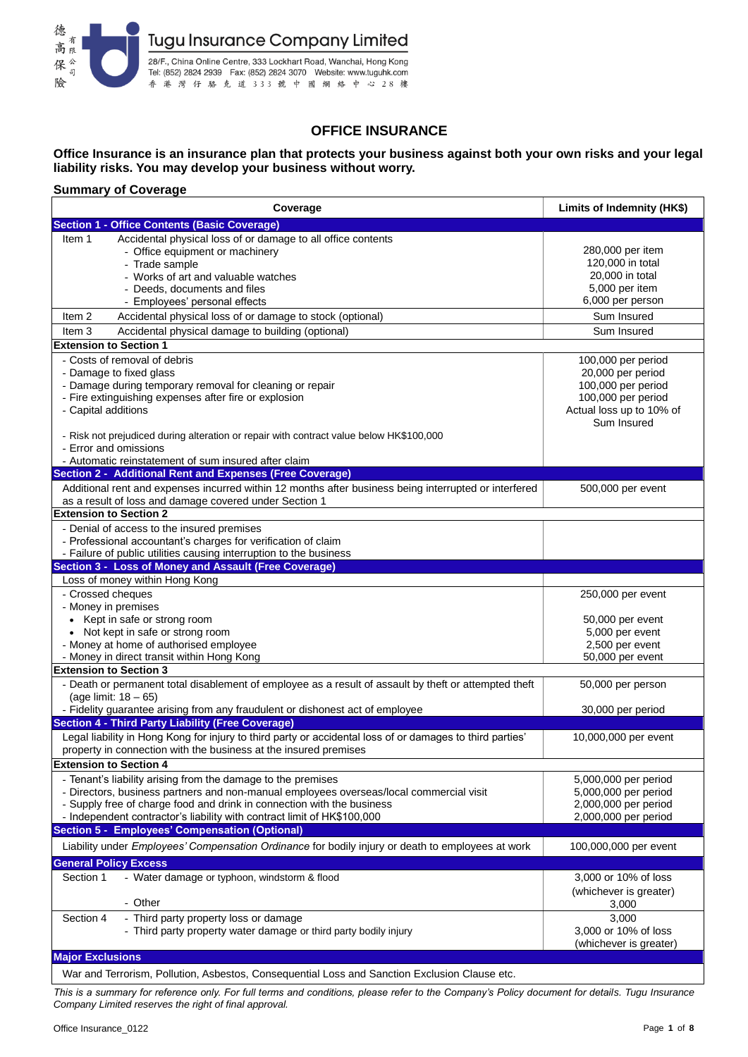Tugu Insurance Company Limited

德高保險有限公司

28/F., China Online Centre, 333 Lockhart Road, Wanchai, Hong Kong
Tel: (852) 2824 2939 Fax: (852) 2824 3070 Website: www.tuguhk.com
香港灣仔駱克道333號中國網絡中心28樓

# OFFICE INSURANCE

**Office Insurance is an insurance plan that protects your business against both your own risks and your legal liability risks. You may develop your business without worry.**

## Summary of Coverage

| Coverage | Limits of Indemnity (HK$) |
|---|---|
| **Section 1 - Office Contents (Basic Coverage)** | |
| Item 1 Accidental physical loss of or damage to all office contents<br>- Office equipment or machinery<br>- Trade sample<br>- Works of art and valuable watches<br>- Deeds, documents and files<br>- Employees' personal effects | <br>280,000 per item<br>120,000 in total<br>20,000 in total<br>5,000 per item<br>6,000 per person |
| Item 2 Accidental physical loss of or damage to stock (optional) | Sum Insured |
| Item 3 Accidental physical damage to building (optional) | Sum Insured |
| **Extension to Section 1** | |
| - Costs of removal of debris<br>- Damage to fixed glass<br>- Damage during temporary removal for cleaning or repair<br>- Fire extinguishing expenses after fire or explosion<br>- Capital additions<br>- Risk not prejudiced during alteration or repair with contract value below HK$100,000<br>- Error and omissions<br>- Automatic reinstatement of sum insured after claim | 100,000 per period<br>20,000 per period<br>100,000 per period<br>100,000 per period<br>Actual loss up to 10% of Sum Insured |
| **Section 2 - Additional Rent and Expenses (Free Coverage)** | |
| Additional rent and expenses incurred within 12 months after business being interrupted or interfered as a result of loss and damage covered under Section 1 | 500,000 per event |
| **Extension to Section 2** | |
| - Denial of access to the insured premises<br>- Professional accountant's charges for verification of claim<br>- Failure of public utilities causing interruption to the business | |
| **Section 3 - Loss of Money and Assault (Free Coverage)** | |
| Loss of money within Hong Kong | |
| - Crossed cheques<br>- Money in premises<br>• Kept in safe or strong room<br>• Not kept in safe or strong room<br>- Money at home of authorised employee<br>- Money in direct transit within Hong Kong | 250,000 per event<br><br>50,000 per event<br>5,000 per event<br>2,500 per event<br>50,000 per event |
| **Extension to Section 3** | |
| - Death or permanent total disablement of employee as a result of assault by theft or attempted theft (age limit: 18 – 65)<br>- Fidelity guarantee arising from any fraudulent or dishonest act of employee | 50,000 per person<br><br>30,000 per period |
| **Section 4 - Third Party Liability (Free Coverage)** | |
| Legal liability in Hong Kong for injury to third party or accidental loss of or damages to third parties' property in connection with the business at the insured premises | 10,000,000 per event |
| **Extension to Section 4** | |
| - Tenant's liability arising from the damage to the premises<br>- Directors, business partners and non-manual employees overseas/local commercial visit<br>- Supply free of charge food and drink in connection with the business<br>- Independent contractor's liability with contract limit of HK$100,000 | 5,000,000 per period<br>5,000,000 per period<br>2,000,000 per period<br>2,000,000 per period |
| **Section 5 - Employees' Compensation (Optional)** | |
| Liability under *Employees' Compensation Ordinance* for bodily injury or death to employees at work | 100,000,000 per event |
| **General Policy Excess** | |
| Section 1 - Water damage or typhoon, windstorm & flood<br>- Other | 3,000 or 10% of loss (whichever is greater)<br>3,000 |
| Section 4 - Third party property loss or damage<br>- Third party property water damage or third party bodily injury | 3,000<br>3,000 or 10% of loss (whichever is greater) |
| **Major Exclusions** | |
| War and Terrorism, Pollution, Asbestos, Consequential Loss and Sanction Exclusion Clause etc. | |

*This is a summary for reference only. For full terms and conditions, please refer to the Company's Policy document for details. Tugu Insurance Company Limited reserves the right of final approval.*

Office Insurance_0122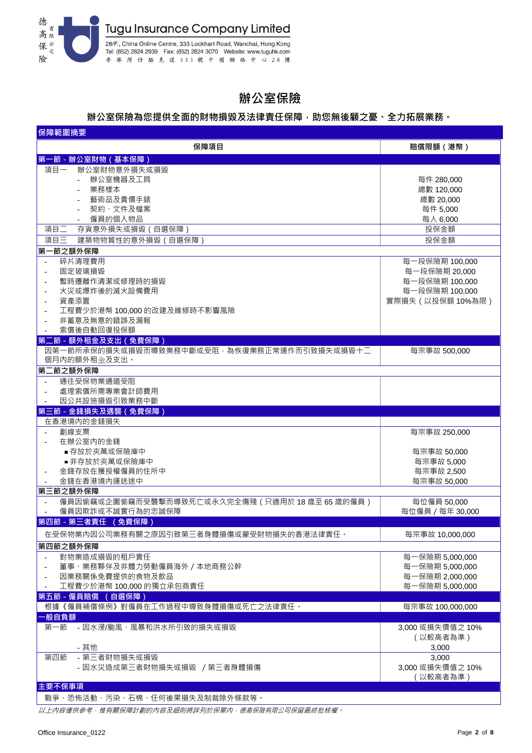# 辦公室保險

**辦公室保險為您提供全面的財物損毀及法律責任保障，助您無後顧之憂、全力拓展業務。**

**保障範圍摘要**

| 保障項目 | 賠償限額（港幣） |
|---|---|
| **第一節 - 辦公室財物（基本保障）** | |
| 項目一　辦公室財物意外損失或損毀 | |
| - 辦公室機器及工具 | 每件 280,000 |
| - 業務樣本 | 總數 120,000 |
| - 藝術品及貴價手錶 | 總數 20,000 |
| - 契約、文件及檔案 | 每件 5,000 |
| - 僱員的個人物品 | 每人 6,000 |
| 項目二　存貨意外損失或損毀（自選保障） | 投保金額 |
| 項目三　建築物物質性的意外損毀（自選保障） | 投保金額 |
| **第一節之額外保障** | |
| - 碎片清理費用 | 每一段保險期 100,000 |
| - 固定玻璃損毀 | 每一段保險期 20,000 |
| - 暫時遷離作清潔或修理時的損毀 | 每一段保險期 100,000 |
| - 火災或爆炸後的滅火設備費用 | 每一段保險期 100,000 |
| - 資產添置 | 實際損失（以投保額 10%為限） |
| - 工程費少於港幣 100,000 的改建及維修時不影響風險 | |
| - 非蓄意及無意的錯誤及漏報 | |
| - 索償後自動回復投保額 | |
| **第二節 - 額外租金及支出（免費保障）** | |
| 因第一節所承保的損失或損毀而導致業務中斷或受阻，為恢復業務正常運作而引致損失或損毀十二個月內的額外租金及支出。 | 每宗事故 500,000 |
| **第二節之額外保障** | |
| - 通往受保物業通道受阻 | |
| - 處理索償所需專業會計師費用 | |
| - 因公共設施損毀引致業務中斷 | |
| **第三節 - 金錢損失及遇襲（免費保障）** | |
| 在香港境內的金錢損失 | |
| - 劃線支票 | 每宗事故 250,000 |
| - 在辦公室內的金錢 | |
| ■ 存放於夾萬或保險庫中 | 每宗事故 50,000 |
| ■ 非存放於夾萬或保險庫中 | 每宗事故 5,000 |
| - 金錢存放在獲授權僱員的住所中 | 每宗事故 2,500 |
| - 金錢在香港境內運送途中 | 每宗事故 50,000 |
| **第三節之額外保障** | |
| - 僱員因偷竊或企圖偷竊而受襲擊而導致死亡或永久完全傷殘（只適用於 18 歲至 65 歲的僱員） | 每位僱員 50,000 |
| - 僱員因欺詐或不誠實行為的忠誠保障 | 每位僱員 / 每年 30,000 |
| **第四節 - 第三者責任（免費保障）** | |
| 在受保物業內因公司業務有關之原因引致第三者身體損傷或蒙受財物損失的香港法律責任。 | 每宗事故 10,000,000 |
| **第四節之額外保障** | |
| - 對物業造成損毀的租戶責任 | 每一保險期 5,000,000 |
| - 董事、業務夥伴及非體力勞動僱員海外 / 本地商務公幹 | 每一保險期 5,000,000 |
| - 因業務關係免費提供的食物及飲品 | 每一保險期 2,000,000 |
| - 工程費少於港幣 100,000 的獨立承包商責任 | 每一保險期 5,000,000 |
| **第五節 - 僱員賠償（自選保障）** | |
| 根據《僱員補償條例》對僱員在工作過程中導致身體損傷或死亡之法律責任。 | 每宗事故 100,000,000 |
| **一般自負額** | |
| 第一節　- 因水浸/颱風、風暴和洪水所引致的損失或損毀 | 3,000 或損失價值之 10%（以較高者為準） |
| - 其他 | 3,000 |
| 第四節　- 第三者財物損失或損毀 | 3,000 |
| - 因水災造成第三者財物損失或損毀 / 第三者身體損傷 | 3,000 或損失價值之 10%（以較高者為準） |
| **主要不保事項** | |
| 戰爭、恐怖活動、污染、石棉、任何後果損失及制裁除外條款等。 | |

*以上內容僅供參考，惟有關保障計劃的內容及細則將詳列於保單內，德高保險有限公司保留最終批核權。*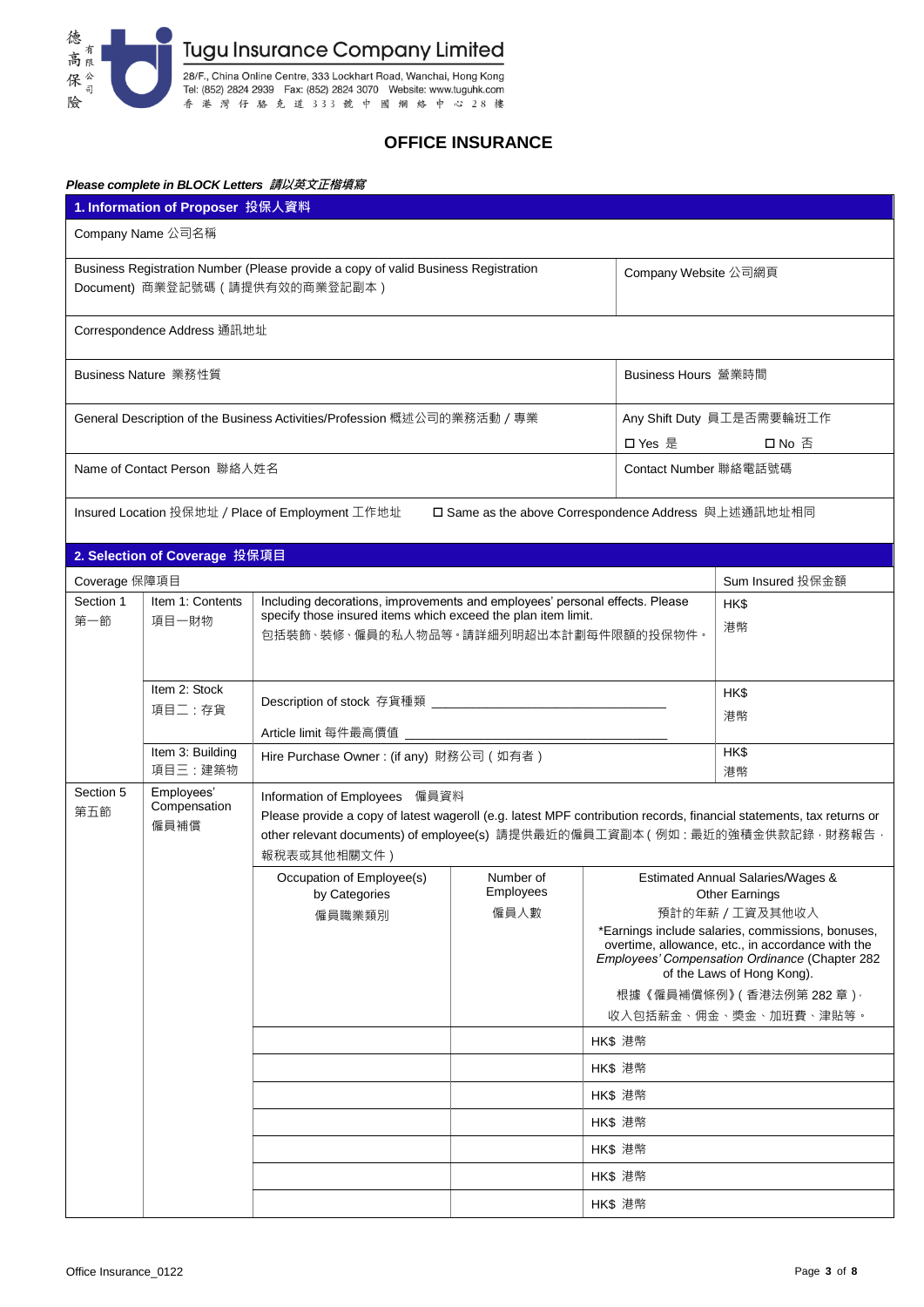德高保險有限公司 **Tugu Insurance Company Limited**

28/F., China Online Centre, 333 Lockhart Road, Wanchai, Hong Kong
Tel: (852) 2824 2939 Fax: (852) 2824 3070 Website: www.tuguhk.com
香港灣仔駱克道333號中國網絡中心28樓

# OFFICE INSURANCE

***Please complete in BLOCK Letters 請以英文正楷填寫***

## 1. Information of Proposer 投保人資料

| | |
|---|---|
| Company Name 公司名稱 | |
| Business Registration Number (Please provide a copy of valid Business Registration Document) 商業登記號碼（請提供有效的商業登記副本） | Company Website 公司網頁 |
| Correspondence Address 通訊地址 | |
| Business Nature 業務性質 | Business Hours 營業時間 |
| General Description of the Business Activities/Profession 概述公司的業務活動 / 專業 | Any Shift Duty 員工是否需要輪班工作<br>☐ Yes 是 ☐ No 否 |
| Name of Contact Person 聯絡人姓名 | Contact Number 聯絡電話號碼 |
| Insured Location 投保地址 / Place of Employment 工作地址 ☐ Same as the above Correspondence Address 與上述通訊地址相同 | |

## 2. Selection of Coverage 投保項目

| Coverage 保障項目 | | | Sum Insured 投保金額 |
|---|---|---|---|
| Section 1 第一節 | Item 1: Contents 項目一財物 | Including decorations, improvements and employees' personal effects. Please specify those insured items which exceed the plan item limit.<br>包括裝飾、裝修、僱員的私人物品等。請詳細列明超出本計劃每件限額的投保物件。 | HK$ 港幣 |
| | Item 2: Stock 項目二：存貨 | Description of stock 存貨種類 \_\_\_\_\_\_\_\_\_\_\_\_\_\_\_\_\_\_\_\_<br>Article limit 每件最高價值 \_\_\_\_\_\_\_\_\_\_\_\_\_\_\_\_\_\_\_\_ | HK$ 港幣 |
| | Item 3: Building 項目三：建築物 | Hire Purchase Owner : (if any) 財務公司（如有者） | HK$ 港幣 |

**Section 5 第五節 — Employees' Compensation 僱員補償**

Information of Employees 僱員資料

Please provide a copy of latest wageroll (e.g. latest MPF contribution records, financial statements, tax returns or other relevant documents) of employee(s) 請提供最近的僱員工資副本（例如：最近的強積金供款記錄，財務報告，報稅表或其他相關文件）

| Occupation of Employee(s) by Categories 僱員職業類別 | Number of Employees 僱員人數 | Estimated Annual Salaries/Wages & Other Earnings 預計的年薪 / 工資及其他收入<br>*Earnings include salaries, commissions, bonuses, overtime, allowance, etc., in accordance with the *Employees' Compensation Ordinance* (Chapter 282 of the Laws of Hong Kong).<br>根據《僱員補償條例》（香港法例第 282 章），收入包括薪金、佣金、獎金、加班費、津貼等。 |
|---|---|---|
| | | HK$ 港幣 |
| | | HK$ 港幣 |
| | | HK$ 港幣 |
| | | HK$ 港幣 |
| | | HK$ 港幣 |
| | | HK$ 港幣 |
| | | HK$ 港幣 |

Office Insurance_0122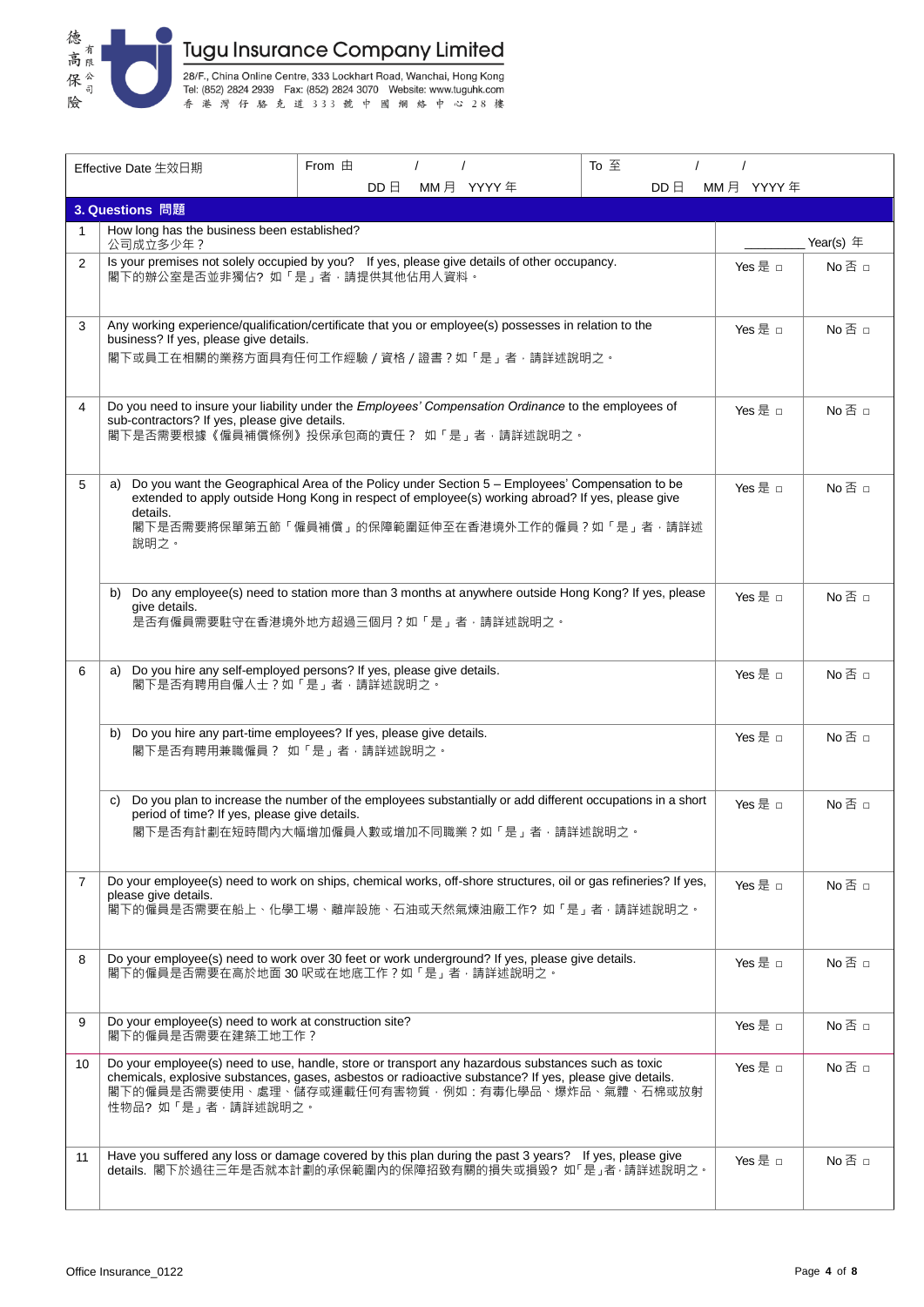德高保險有限公司

# Tugu Insurance Company Limited

28/F., China Online Centre, 333 Lockhart Road, Wanchai, Hong Kong
Tel: (852) 2824 2939 Fax: (852) 2824 3070 Website: www.tuguhk.com
香港灣仔駱克道333號中國網絡中心28樓

| Effective Date 生效日期 | From 由 / / DD 日 MM 月 YYYY 年 | To 至 / / DD 日 MM 月 YYYY 年 |
|---|---|---|

## 3. Questions 問題

| | | | |
|---|---|---|---|
| 1 | How long has the business been established?<br>公司成立多少年？ | ________ Year(s) 年 | |
| 2 | Is your premises not solely occupied by you? If yes, please give details of other occupancy.<br>閣下的辦公室是否並非獨佔? 如「是」者，請提供其他佔用人資料。 | Yes 是 □ | No 否 □ |
| 3 | Any working experience/qualification/certificate that you or employee(s) possesses in relation to the business? If yes, please give details.<br>閣下或員工在相關的業務方面具有任何工作經驗 / 資格 / 證書？如「是」者，請詳述說明之。 | Yes 是 □ | No 否 □ |
| 4 | Do you need to insure your liability under the *Employees' Compensation Ordinance* to the employees of sub-contractors? If yes, please give details.<br>閣下是否需要根據《僱員補償條例》投保承包商的責任？ 如「是」者，請詳述說明之。 | Yes 是 □ | No 否 □ |
| 5 | a) Do you want the Geographical Area of the Policy under Section 5 – Employees' Compensation to be extended to apply outside Hong Kong in respect of employee(s) working abroad? If yes, please give details.<br>閣下是否需要將保單第五節「僱員補償」的保障範圍延伸至在香港境外工作的僱員？如「是」者，請詳述說明之。 | Yes 是 □ | No 否 □ |
| | b) Do any employee(s) need to station more than 3 months at anywhere outside Hong Kong? If yes, please give details.<br>是否有僱員需要駐守在香港境外地方超過三個月？如「是」者，請詳述說明之。 | Yes 是 □ | No 否 □ |
| 6 | a) Do you hire any self-employed persons? If yes, please give details.<br>閣下是否有聘用自僱人士？如「是」者，請詳述說明之。 | Yes 是 □ | No 否 □ |
| | b) Do you hire any part-time employees? If yes, please give details.<br>閣下是否有聘用兼職僱員？ 如「是」者，請詳述說明之。 | Yes 是 □ | No 否 □ |
| | c) Do you plan to increase the number of the employees substantially or add different occupations in a short period of time? If yes, please give details.<br>閣下是否有計劃在短時間內大幅增加僱員人數或增加不同職業？如「是」者，請詳述說明之。 | Yes 是 □ | No 否 □ |
| 7 | Do your employee(s) need to work on ships, chemical works, off-shore structures, oil or gas refineries? If yes, please give details.<br>閣下的僱員是否需要在船上、化學工場、離岸設施、石油或天然氣煉油廠工作? 如「是」者，請詳述說明之。 | Yes 是 □ | No 否 □ |
| 8 | Do your employee(s) need to work over 30 feet or work underground? If yes, please give details.<br>閣下的僱員是否需要在高於地面 30 呎或在地底工作？如「是」者，請詳述說明之。 | Yes 是 □ | No 否 □ |
| 9 | Do your employee(s) need to work at construction site?<br>閣下的僱員是否需要在建築工地工作？ | Yes 是 □ | No 否 □ |
| 10 | Do your employee(s) need to use, handle, store or transport any hazardous substances such as toxic chemicals, explosive substances, gases, asbestos or radioactive substance? If yes, please give details.<br>閣下的僱員是否需要使用、處理、儲存或運載任何有害物質，例如：有毒化學品、爆炸品、氣體、石棉或放射性物品? 如「是」者，請詳述說明之。 | Yes 是 □ | No 否 □ |
| 11 | Have you suffered any loss or damage covered by this plan during the past 3 years? If yes, please give details. 閣下於過往三年是否就本計劃的承保範圍內的保障招致有關的損失或損毀? 如「是」者，請詳述說明之。 | Yes 是 □ | No 否 □ |

Office Insurance_0122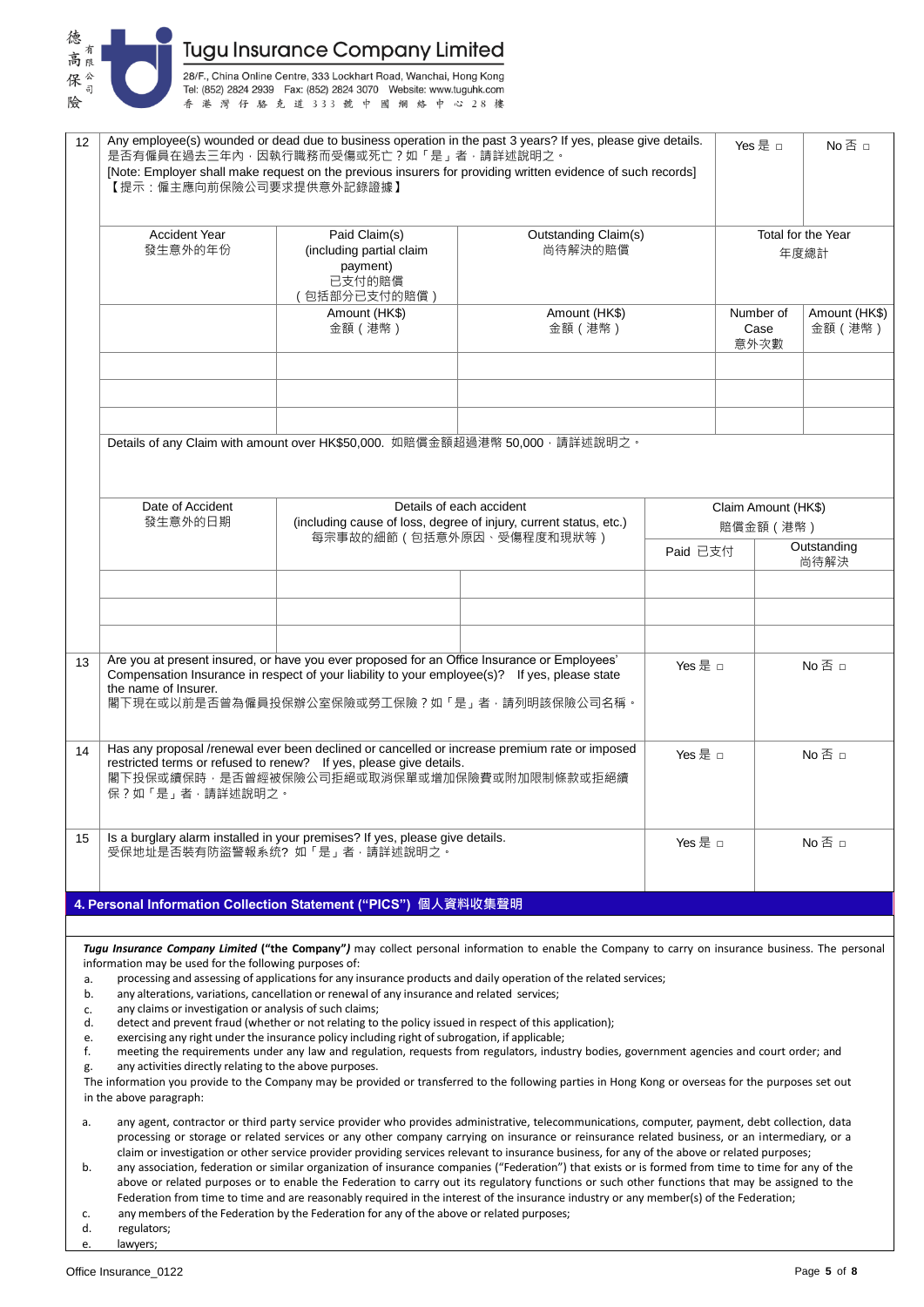| | | | |
|---|---|---|---|
| 12 | Any employee(s) wounded or dead due to business operation in the past 3 years? If yes, please give details.<br>是否有僱員在過去三年內，因執行職務而受傷或死亡？如「是」者，請詳述說明之。<br>[Note: Employer shall make request on the previous insurers for providing written evidence of such records]<br>【提示：僱主應向前保險公司要求提供意外記錄證據】 | Yes 是 □ | No 否 □ |

| Accident Year 發生意外的年份 | Paid Claim(s) (including partial claim payment) 已支付的賠償（包括部分已支付的賠償） | Outstanding Claim(s) 尚待解決的賠償 | Total for the Year 年度總計 | |
|---|---|---|---|---|
| | Amount (HK$) 金額（港幣） | Amount (HK$) 金額（港幣） | Number of Case 意外次數 | Amount (HK$) 金額（港幣） |
| | | | | |
| | | | | |
| | | | | |

Details of any Claim with amount over HK$50,000. 如賠償金額超過港幣 50,000，請詳述說明之。

| Date of Accident 發生意外的日期 | Details of each accident (including cause of loss, degree of injury, current status, etc.) 每宗事故的細節（包括意外原因、受傷程度和現狀等） | Claim Amount (HK$) 賠償金額（港幣） | |
|---|---|---|---|
| | | Paid 已支付 | Outstanding 尚待解決 |
| | | | |
| | | | |
| | | | |

| | | | |
|---|---|---|---|
| 13 | Are you at present insured, or have you ever proposed for an Office Insurance or Employees' Compensation Insurance in respect of your liability to your employee(s)? If yes, please state the name of Insurer.<br>閣下現在或以前是否曾為僱員投保辦公室保險或勞工保險？如「是」者，請列明該保險公司名稱。 | Yes 是 □ | No 否 □ |
| 14 | Has any proposal /renewal ever been declined or cancelled or increase premium rate or imposed restricted terms or refused to renew? If yes, please give details.<br>閣下投保或續保時，是否曾經被保險公司拒絕或取消保單或增加保險費或附加限制條款或拒絕續保？如「是」者，請詳述說明之。 | Yes 是 □ | No 否 □ |
| 15 | Is a burglary alarm installed in your premises? If yes, please give details.<br>受保地址是否裝有防盜警報系統? 如「是」者，請詳述說明之。 | Yes 是 □ | No 否 □ |

## 4. Personal Information Collection Statement ("PICS") 個人資料收集聲明

***Tugu Insurance Company Limited* ("the Company")** may collect personal information to enable the Company to carry on insurance business. The personal information may be used for the following purposes of:

a. processing and assessing of applications for any insurance products and daily operation of the related services;
b. any alterations, variations, cancellation or renewal of any insurance and related services;
c. any claims or investigation or analysis of such claims;
d. detect and prevent fraud (whether or not relating to the policy issued in respect of this application);
e. exercising any right under the insurance policy including right of subrogation, if applicable;
f. meeting the requirements under any law and regulation, requests from regulators, industry bodies, government agencies and court order; and
g. any activities directly relating to the above purposes.

The information you provide to the Company may be provided or transferred to the following parties in Hong Kong or overseas for the purposes set out in the above paragraph:

a. any agent, contractor or third party service provider who provides administrative, telecommunications, computer, payment, debt collection, data processing or storage or related services or any other company carrying on insurance or reinsurance related business, or an intermediary, or a claim or investigation or other service provider providing services relevant to insurance business, for any of the above or related purposes;
b. any association, federation or similar organization of insurance companies ("Federation") that exists or is formed from time to time for any of the above or related purposes or to enable the Federation to carry out its regulatory functions or such other functions that may be assigned to the Federation from time to time and are reasonably required in the interest of the insurance industry or any member(s) of the Federation;
c. any members of the Federation by the Federation for any of the above or related purposes;
d. regulators;
e. lawyers;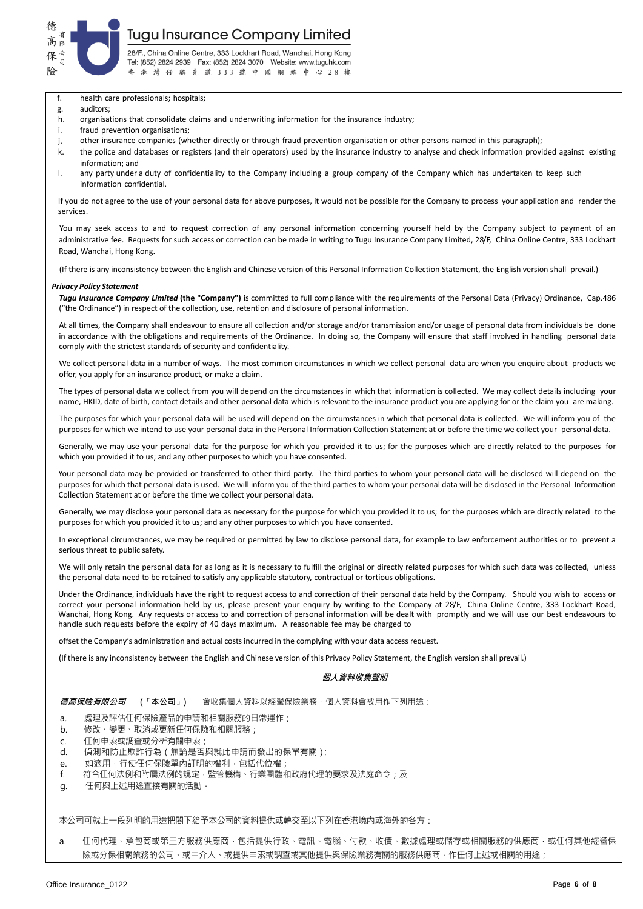f. health care professionals; hospitals;
g. auditors;
h. organisations that consolidate claims and underwriting information for the insurance industry;
i. fraud prevention organisations;
j. other insurance companies (whether directly or through fraud prevention organisation or other persons named in this paragraph);
k. the police and databases or registers (and their operators) used by the insurance industry to analyse and check information provided against existing information; and
l. any party under a duty of confidentiality to the Company including a group company of the Company which has undertaken to keep such information confidential.

If you do not agree to the use of your personal data for above purposes, it would not be possible for the Company to process your application and render the services.

You may seek access to and to request correction of any personal information concerning yourself held by the Company subject to payment of an administrative fee. Requests for such access or correction can be made in writing to Tugu Insurance Company Limited, 28/F, China Online Centre, 333 Lockhart Road, Wanchai, Hong Kong.

(If there is any inconsistency between the English and Chinese version of this Personal Information Collection Statement, the English version shall prevail.)

***Privacy Policy Statement***

***Tugu Insurance Company Limited*** **(the "Company")** is committed to full compliance with the requirements of the Personal Data (Privacy) Ordinance, Cap.486 ("the Ordinance") in respect of the collection, use, retention and disclosure of personal information.

At all times, the Company shall endeavour to ensure all collection and/or storage and/or transmission and/or usage of personal data from individuals be done in accordance with the obligations and requirements of the Ordinance. In doing so, the Company will ensure that staff involved in handling personal data comply with the strictest standards of security and confidentiality.

We collect personal data in a number of ways. The most common circumstances in which we collect personal data are when you enquire about products we offer, you apply for an insurance product, or make a claim.

The types of personal data we collect from you will depend on the circumstances in which that information is collected. We may collect details including your name, HKID, date of birth, contact details and other personal data which is relevant to the insurance product you are applying for or the claim you are making.

The purposes for which your personal data will be used will depend on the circumstances in which that personal data is collected. We will inform you of the purposes for which we intend to use your personal data in the Personal Information Collection Statement at or before the time we collect your personal data.

Generally, we may use your personal data for the purpose for which you provided it to us; for the purposes which are directly related to the purposes for which you provided it to us; and any other purposes to which you have consented.

Your personal data may be provided or transferred to other third party. The third parties to whom your personal data will be disclosed will depend on the purposes for which that personal data is used. We will inform you of the third parties to whom your personal data will be disclosed in the Personal Information Collection Statement at or before the time we collect your personal data.

Generally, we may disclose your personal data as necessary for the purpose for which you provided it to us; for the purposes which are directly related to the purposes for which you provided it to us; and any other purposes to which you have consented.

In exceptional circumstances, we may be required or permitted by law to disclose personal data, for example to law enforcement authorities or to prevent a serious threat to public safety.

We will only retain the personal data for as long as it is necessary to fulfill the original or directly related purposes for which such data was collected, unless the personal data need to be retained to satisfy any applicable statutory, contractual or tortious obligations.

Under the Ordinance, individuals have the right to request access to and correction of their personal data held by the Company. Should you wish to access or correct your personal information held by us, please present your enquiry by writing to the Company at 28/F, China Online Centre, 333 Lockhart Road, Wanchai, Hong Kong. Any requests or access to and correction of personal information will be dealt with promptly and we will use our best endeavours to handle such requests before the expiry of 40 days maximum. A reasonable fee may be charged to

offset the Company's administration and actual costs incurred in the complying with your data access request.

(If there is any inconsistency between the English and Chinese version of this Privacy Policy Statement, the English version shall prevail.)

***個人資料收集聲明***

***德高保險有限公司*** **(「本公司」)** 會收集個人資料以經營保險業務。個人資料會被用作下列用途：

a. 處理及評估任何保險產品的申請和相關服務的日常運作；
b. 修改、變更、取消或更新任何保險和相關服務；
c. 任何申索或調查或分析有關申索；
d. 偵測和防止欺詐行為(無論是否與就此申請而發出的保單有關)；
e. 如適用，行使任何保險單內訂明的權利，包括代位權；
f. 符合任何法例和附屬法例的規定，監管機構、行業團體和政府代理的要求及法庭命令；及
g. 任何與上述用途直接有關的活動。

本公司可就上一段列明的用途把閣下給予本公司的資料提供或轉交至以下列在香港境內或海外的各方：

a. 任何代理、承包商或第三方服務供應商，包括提供行政、電訊、電腦、付款、收債、數據處理或儲存或相關服務的供應商，或任何其他經營保險或分保相關業務的公司、或中介人、或提供申索或調查或其他提供與保險業務有關的服務供應商，作任何上述或相關的用途；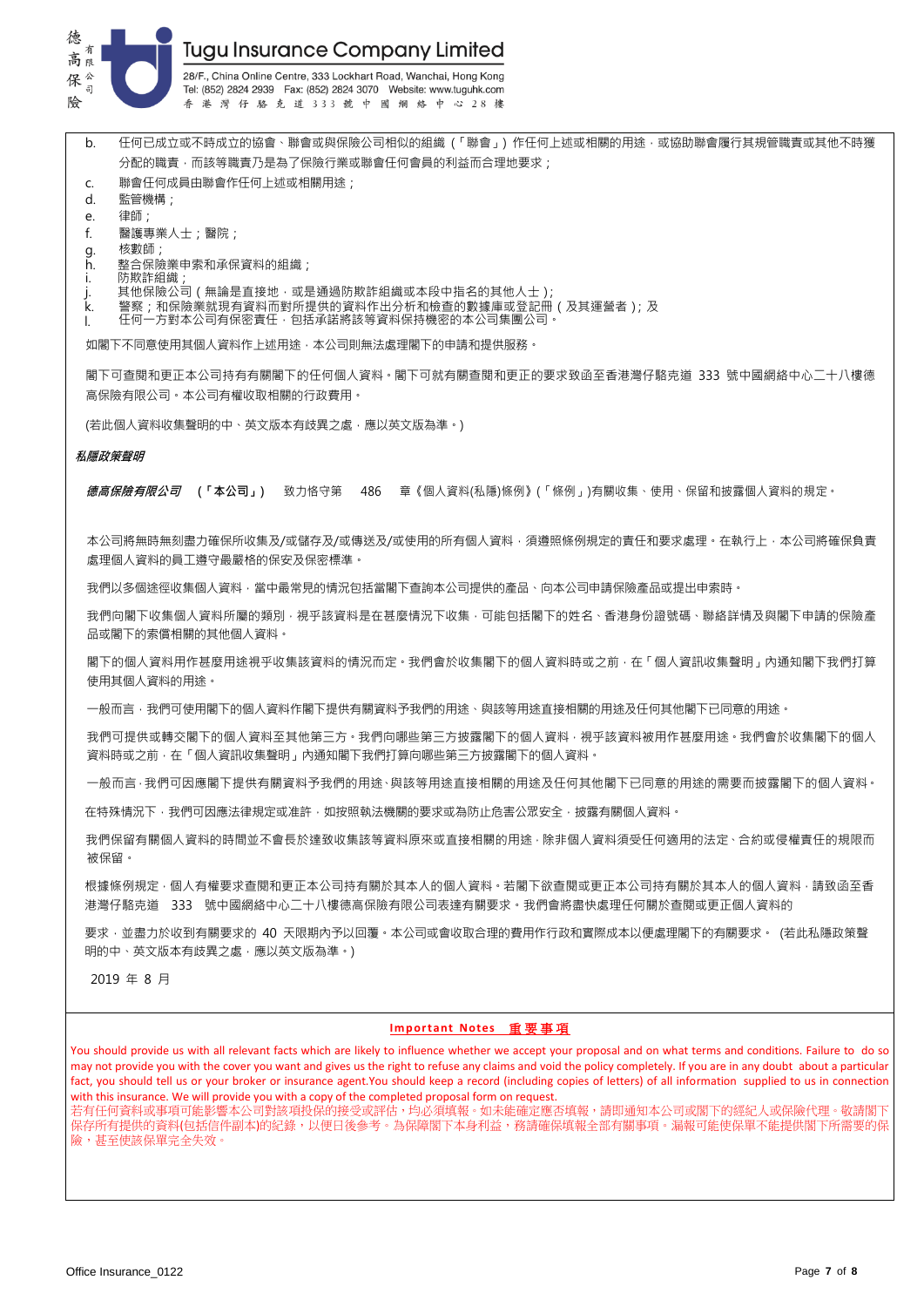b. 任何已成立或不時成立的協會、聯會或與保險公司相似的組織（「聯會」）作任何上述或相關的用途，或協助聯會履行其規管職責或其他不時獲分配的職責，而該等職責乃是為了保險行業或聯會任何會員的利益而合理地要求；
c. 聯會任何成員由聯會作任何上述或相關用途；
d. 監管機構；
e. 律師；
f. 醫護專業人士；醫院；
g. 核數師；
h. 整合保險業申索和承保資料的組織；
i. 防欺詐組織；
j. 其他保險公司（無論是直接地，或是通過防欺詐組織或本段中指名的其他人士）；
k. 警察；和保險業就現有資料而對所提供的資料作出分析和檢查的數據庫或登記冊（及其運營者）；及
l. 任何一方對本公司有保密責任，包括承諾將該等資料保持機密的本公司集團公司。

如閣下不同意使用其個人資料作上述用途，本公司則無法處理閣下的申請和提供服務。

閣下可查閱和更正本公司持有有關閣下的任何個人資料。閣下可就有關查閱和更正的要求致函至香港灣仔駱克道 333 號中國網絡中心二十八樓德高保險有限公司。本公司有權收取相關的行政費用。

(若此個人資料收集聲明的中、英文版本有歧異之處，應以英文版為準。)

***私隱政策聲明***

***德高保險有限公司*** **(「本公司」)** 致力恪守第 486 章《個人資料(私隱)條例》(「條例」)有關收集、使用、保留和披露個人資料的規定。

本公司將無時無刻盡力確保所收集及/或儲存及/或傳送及/或使用的所有個人資料，須遵照條例規定的責任和要求處理。在執行上，本公司將確保負責處理個人資料的員工遵守最嚴格的保安及保密標準。

我們以多個途徑收集個人資料，當中最常見的情況包括當閣下查詢本公司提供的產品、向本公司申請保險產品或提出申索時。

我們向閣下收集個人資料所屬的類別，視乎該資料是在甚麼情況下收集，可能包括閣下的姓名、香港身份證號碼、聯絡詳情及與閣下申請的保險產品或閣下的索償相關的其他個人資料。

閣下的個人資料用作甚麼用途視乎收集該資料的情況而定。我們會於收集閣下的個人資料時或之前，在「個人資訊收集聲明」內通知閣下我們打算使用其個人資料的用途。

一般而言，我們可使用閣下的個人資料作閣下提供有關資料予我們的用途、與該等用途直接相關的用途及任何其他閣下已同意的用途。

我們可提供或轉交閣下的個人資料至其他第三方。我們向哪些第三方披露閣下的個人資料，視乎該資料被用作甚麼用途。我們會於收集閣下的個人資料時或之前，在「個人資訊收集聲明」內通知閣下我們打算向哪些第三方披露閣下的個人資料。

一般而言，我們可因應閣下提供有關資料予我們的用途、與該等用途直接相關的用途及任何其他閣下已同意的用途的需要而披露閣下的個人資料。

在特殊情況下，我們可因應法律規定或准許，如按照執法機關的要求或為防止危害公眾安全，披露有關個人資料。

我們保留有關個人資料的時間並不會長於達致收集該等資料原來或直接相關的用途，除非個人資料須受任何適用的法定、合約或侵權責任的規限而被保留。

根據條例規定，個人有權要求查閱和更正本公司持有關於其本人的個人資料。若閣下欲查閱或更正本公司持有關於其本人的個人資料，請致函至香港灣仔駱克道 333 號中國網絡中心二十八樓德高保險有限公司表達有關要求。我們會將盡快處理任何關於查閱或更正個人資料的

要求，並盡力於收到有關要求的 40 天限期內予以回覆。本公司或會收取合理的費用作行政和實際成本以便處理閣下的有關要求。 (若此私隱政策聲明的中、英文版本有歧異之處，應以英文版為準。)

2019 年 8 月

**Important Notes 重要事項**

You should provide us with all relevant facts which are likely to influence whether we accept your proposal and on what terms and conditions. Failure to do so may not provide you with the cover you want and gives us the right to refuse any claims and void the policy completely. If you are in any doubt about a particular fact, you should tell us or your broker or insurance agent.You should keep a record (including copies of letters) of all information supplied to us in connection with this insurance. We will provide you with a copy of the completed proposal form on request.

若有任何資料或事項可能影響本公司對該項投保的接受或評估，均必須填報。如未能確定應否填報，請即通知本公司或閣下的經紀人或保險代理。敬請閣下保存所有提供的資料(包括信件副本)的紀錄，以便日後參考。為保障閣下本身利益，務請確保填報全部有關事項。漏報可能使保單不能提供閣下所需要的保險，甚至使該保單完全失效。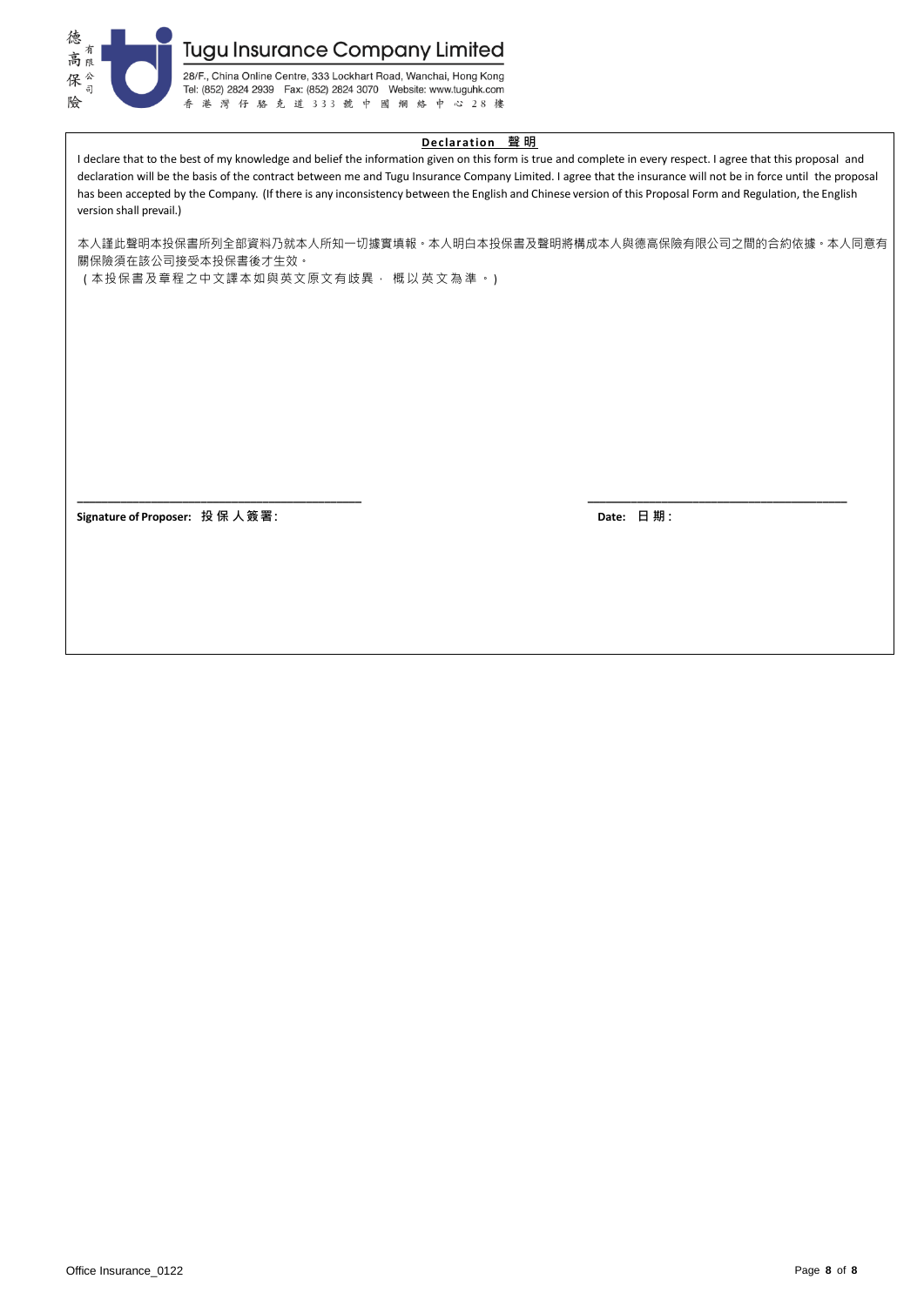Tugu Insurance Company Limited
德高保險有限公司
28/F., China Online Centre, 333 Lockhart Road, Wanchai, Hong Kong
Tel: (852) 2824 2939 Fax: (852) 2824 3070 Website: www.tuguhk.com
香港灣仔駱克道333號中國網絡中心28樓

## Declaration 聲明

I declare that to the best of my knowledge and belief the information given on this form is true and complete in every respect. I agree that this proposal and declaration will be the basis of the contract between me and Tugu Insurance Company Limited. I agree that the insurance will not be in force until the proposal has been accepted by the Company. (If there is any inconsistency between the English and Chinese version of this Proposal Form and Regulation, the English version shall prevail.)

本人謹此聲明本投保書所列全部資料乃就本人所知一切據實填報。本人明白本投保書及聲明將構成本人與德高保險有限公司之間的合約依據。本人同意有關保險須在該公司接受本投保書後才生效。
(本投保書及章程之中文譯本如與英文原文有歧異，概以英文為準。)

**Signature of Proposer: 投保人簽署:** ______________________________

**Date: 日期:** ______________________________

Office Insurance_0122